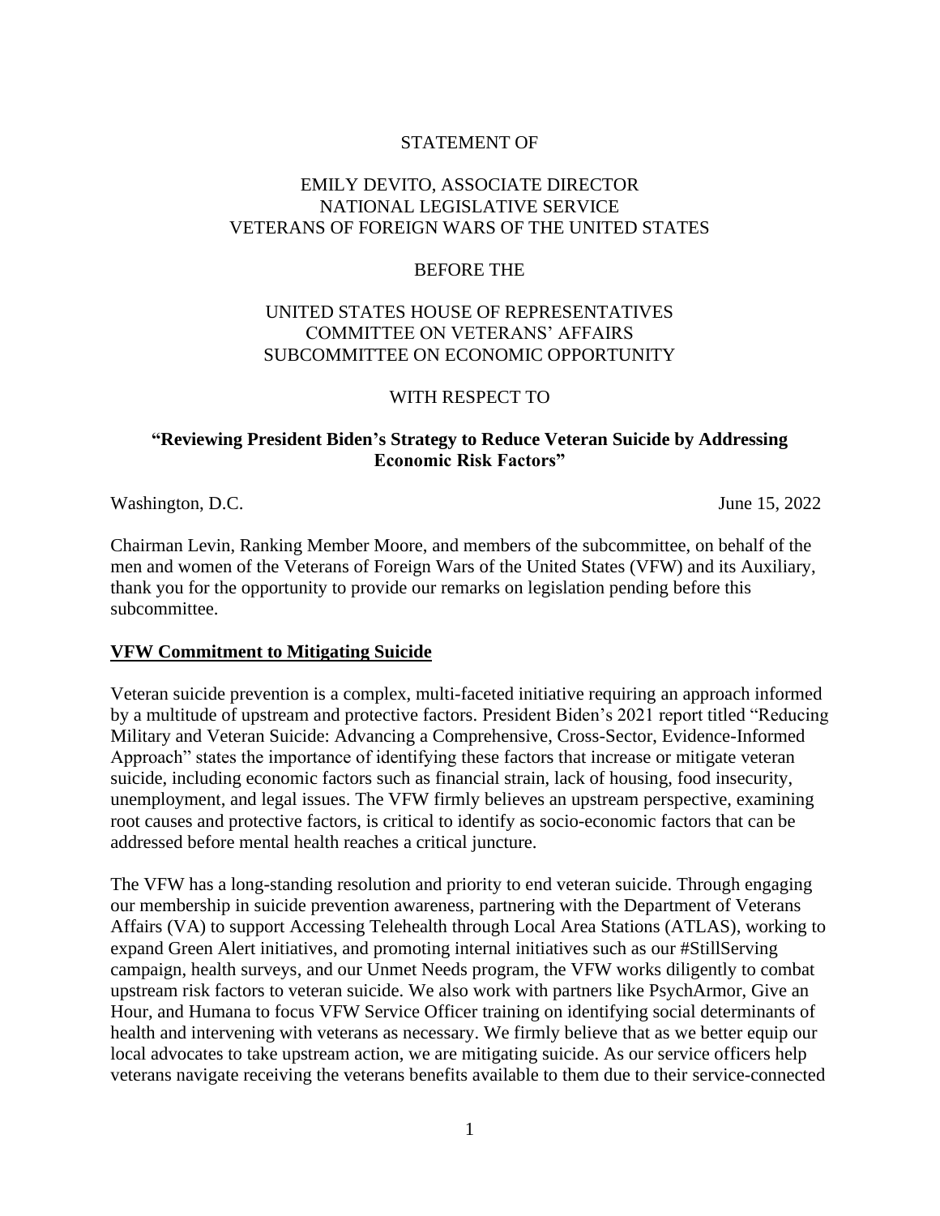STATEMENT OF

EMILY DEVITO, ASSOCIATE DIRECTOR
NATIONAL LEGISLATIVE SERVICE
VETERANS OF FOREIGN WARS OF THE UNITED STATES

BEFORE THE

UNITED STATES HOUSE OF REPRESENTATIVES
COMMITTEE ON VETERANS' AFFAIRS
SUBCOMMITTEE ON ECONOMIC OPPORTUNITY

WITH RESPECT TO

**"Reviewing President Biden's Strategy to Reduce Veteran Suicide by Addressing Economic Risk Factors"**

Washington, D.C. June 15, 2022

Chairman Levin, Ranking Member Moore, and members of the subcommittee, on behalf of the men and women of the Veterans of Foreign Wars of the United States (VFW) and its Auxiliary, thank you for the opportunity to provide our remarks on legislation pending before this subcommittee.

## VFW Commitment to Mitigating Suicide

Veteran suicide prevention is a complex, multi-faceted initiative requiring an approach informed by a multitude of upstream and protective factors. President Biden's 2021 report titled "Reducing Military and Veteran Suicide: Advancing a Comprehensive, Cross-Sector, Evidence-Informed Approach" states the importance of identifying these factors that increase or mitigate veteran suicide, including economic factors such as financial strain, lack of housing, food insecurity, unemployment, and legal issues. The VFW firmly believes an upstream perspective, examining root causes and protective factors, is critical to identify as socio-economic factors that can be addressed before mental health reaches a critical juncture.

The VFW has a long-standing resolution and priority to end veteran suicide. Through engaging our membership in suicide prevention awareness, partnering with the Department of Veterans Affairs (VA) to support Accessing Telehealth through Local Area Stations (ATLAS), working to expand Green Alert initiatives, and promoting internal initiatives such as our #StillServing campaign, health surveys, and our Unmet Needs program, the VFW works diligently to combat upstream risk factors to veteran suicide. We also work with partners like PsychArmor, Give an Hour, and Humana to focus VFW Service Officer training on identifying social determinants of health and intervening with veterans as necessary. We firmly believe that as we better equip our local advocates to take upstream action, we are mitigating suicide. As our service officers help veterans navigate receiving the veterans benefits available to them due to their service-connected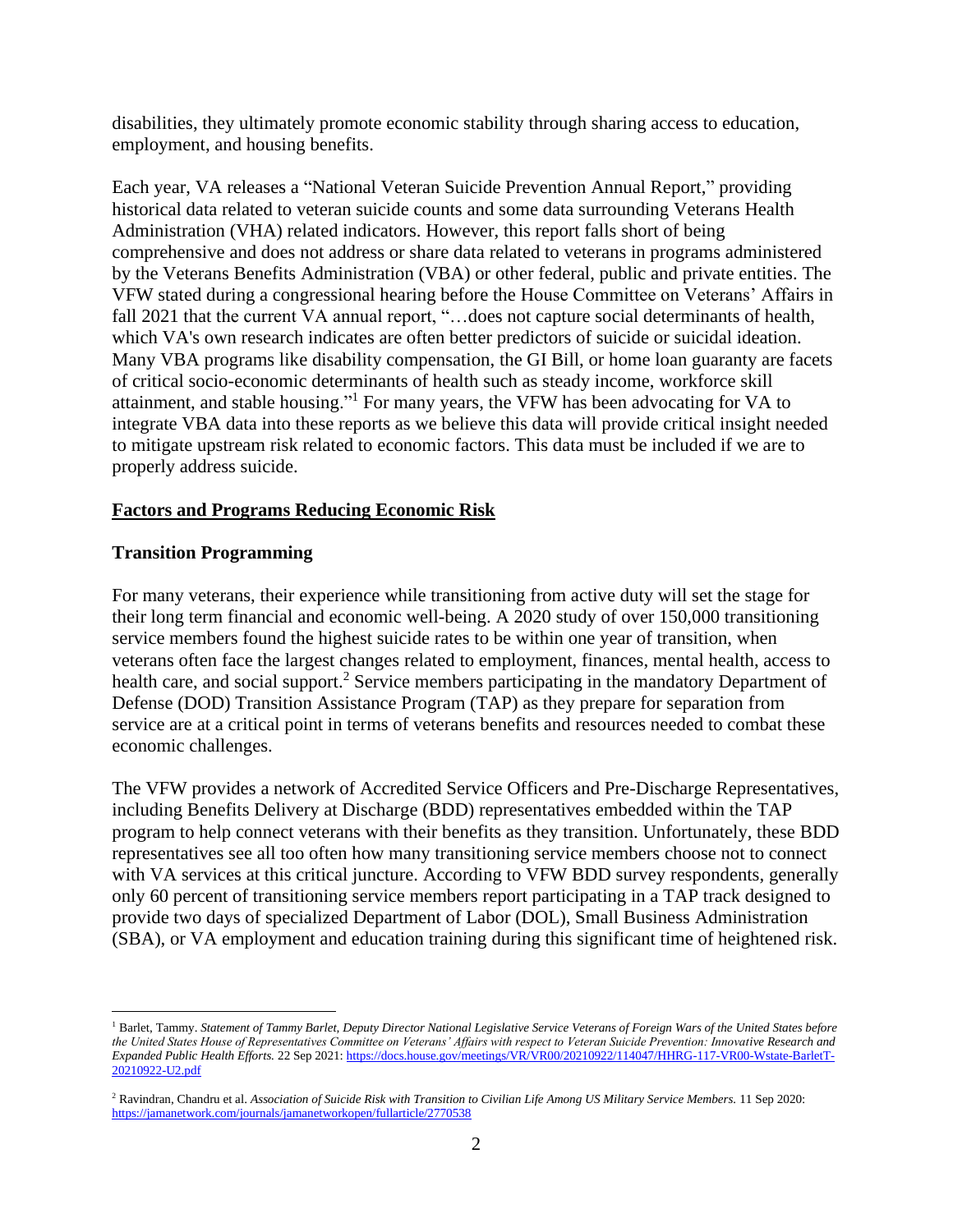disabilities, they ultimately promote economic stability through sharing access to education, employment, and housing benefits.

Each year, VA releases a "National Veteran Suicide Prevention Annual Report," providing historical data related to veteran suicide counts and some data surrounding Veterans Health Administration (VHA) related indicators. However, this report falls short of being comprehensive and does not address or share data related to veterans in programs administered by the Veterans Benefits Administration (VBA) or other federal, public and private entities. The VFW stated during a congressional hearing before the House Committee on Veterans' Affairs in fall 2021 that the current VA annual report, "…does not capture social determinants of health, which VA's own research indicates are often better predictors of suicide or suicidal ideation. Many VBA programs like disability compensation, the GI Bill, or home loan guaranty are facets of critical socio-economic determinants of health such as steady income, workforce skill attainment, and stable housing."[1] For many years, the VFW has been advocating for VA to integrate VBA data into these reports as we believe this data will provide critical insight needed to mitigate upstream risk related to economic factors. This data must be included if we are to properly address suicide.

## <u>Factors and Programs Reducing Economic Risk</u>

### Transition Programming

For many veterans, their experience while transitioning from active duty will set the stage for their long term financial and economic well-being. A 2020 study of over 150,000 transitioning service members found the highest suicide rates to be within one year of transition, when veterans often face the largest changes related to employment, finances, mental health, access to health care, and social support.[2] Service members participating in the mandatory Department of Defense (DOD) Transition Assistance Program (TAP) as they prepare for separation from service are at a critical point in terms of veterans benefits and resources needed to combat these economic challenges.

The VFW provides a network of Accredited Service Officers and Pre-Discharge Representatives, including Benefits Delivery at Discharge (BDD) representatives embedded within the TAP program to help connect veterans with their benefits as they transition. Unfortunately, these BDD representatives see all too often how many transitioning service members choose not to connect with VA services at this critical juncture. According to VFW BDD survey respondents, generally only 60 percent of transitioning service members report participating in a TAP track designed to provide two days of specialized Department of Labor (DOL), Small Business Administration (SBA), or VA employment and education training during this significant time of heightened risk.

[1] Barlet, Tammy. *Statement of Tammy Barlet, Deputy Director National Legislative Service Veterans of Foreign Wars of the United States before the United States House of Representatives Committee on Veterans' Affairs with respect to Veteran Suicide Prevention: Innovative Research and Expanded Public Health Efforts.* 22 Sep 2021: https://docs.house.gov/meetings/VR/VR00/20210922/114047/HHRG-117-VR00-Wstate-BarletT-20210922-U2.pdf

[2] Ravindran, Chandru et al. *Association of Suicide Risk with Transition to Civilian Life Among US Military Service Members.* 11 Sep 2020: https://jamanetwork.com/journals/jamanetworkopen/fullarticle/2770538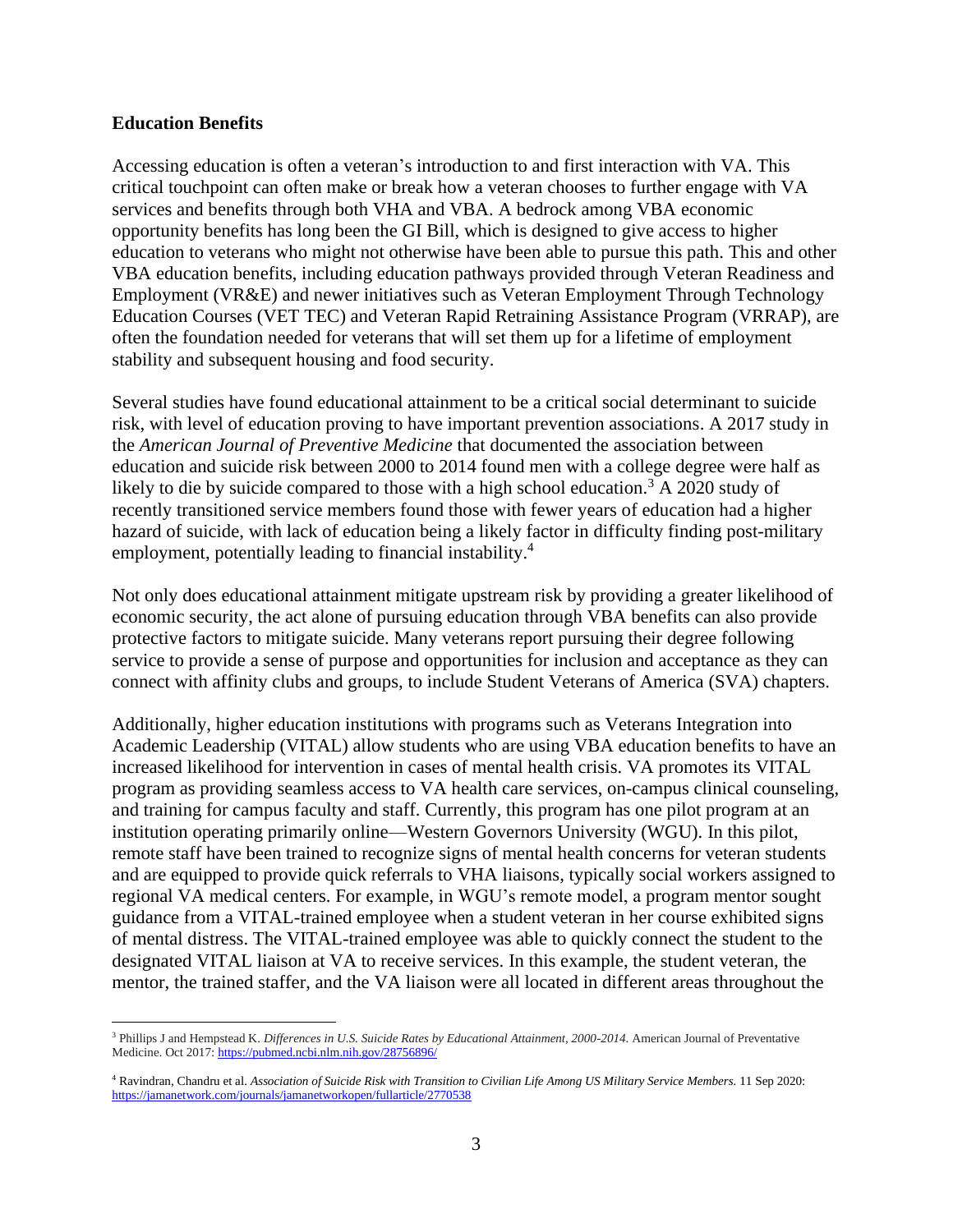**Education Benefits**

Accessing education is often a veteran's introduction to and first interaction with VA. This critical touchpoint can often make or break how a veteran chooses to further engage with VA services and benefits through both VHA and VBA. A bedrock among VBA economic opportunity benefits has long been the GI Bill, which is designed to give access to higher education to veterans who might not otherwise have been able to pursue this path. This and other VBA education benefits, including education pathways provided through Veteran Readiness and Employment (VR&E) and newer initiatives such as Veteran Employment Through Technology Education Courses (VET TEC) and Veteran Rapid Retraining Assistance Program (VRRAP), are often the foundation needed for veterans that will set them up for a lifetime of employment stability and subsequent housing and food security.

Several studies have found educational attainment to be a critical social determinant to suicide risk, with level of education proving to have important prevention associations. A 2017 study in the *American Journal of Preventive Medicine* that documented the association between education and suicide risk between 2000 to 2014 found men with a college degree were half as likely to die by suicide compared to those with a high school education.[3] A 2020 study of recently transitioned service members found those with fewer years of education had a higher hazard of suicide, with lack of education being a likely factor in difficulty finding post-military employment, potentially leading to financial instability.[4]

Not only does educational attainment mitigate upstream risk by providing a greater likelihood of economic security, the act alone of pursuing education through VBA benefits can also provide protective factors to mitigate suicide. Many veterans report pursuing their degree following service to provide a sense of purpose and opportunities for inclusion and acceptance as they can connect with affinity clubs and groups, to include Student Veterans of America (SVA) chapters.

Additionally, higher education institutions with programs such as Veterans Integration into Academic Leadership (VITAL) allow students who are using VBA education benefits to have an increased likelihood for intervention in cases of mental health crisis. VA promotes its VITAL program as providing seamless access to VA health care services, on-campus clinical counseling, and training for campus faculty and staff. Currently, this program has one pilot program at an institution operating primarily online—Western Governors University (WGU). In this pilot, remote staff have been trained to recognize signs of mental health concerns for veteran students and are equipped to provide quick referrals to VHA liaisons, typically social workers assigned to regional VA medical centers. For example, in WGU's remote model, a program mentor sought guidance from a VITAL-trained employee when a student veteran in her course exhibited signs of mental distress. The VITAL-trained employee was able to quickly connect the student to the designated VITAL liaison at VA to receive services. In this example, the student veteran, the mentor, the trained staffer, and the VA liaison were all located in different areas throughout the

---

[3] Phillips J and Hempstead K. *Differences in U.S. Suicide Rates by Educational Attainment, 2000-2014.* American Journal of Preventative Medicine. Oct 2017: https://pubmed.ncbi.nlm.nih.gov/28756896/

[4] Ravindran, Chandru et al. *Association of Suicide Risk with Transition to Civilian Life Among US Military Service Members.* 11 Sep 2020: https://jamanetwork.com/journals/jamanetworkopen/fullarticle/2770538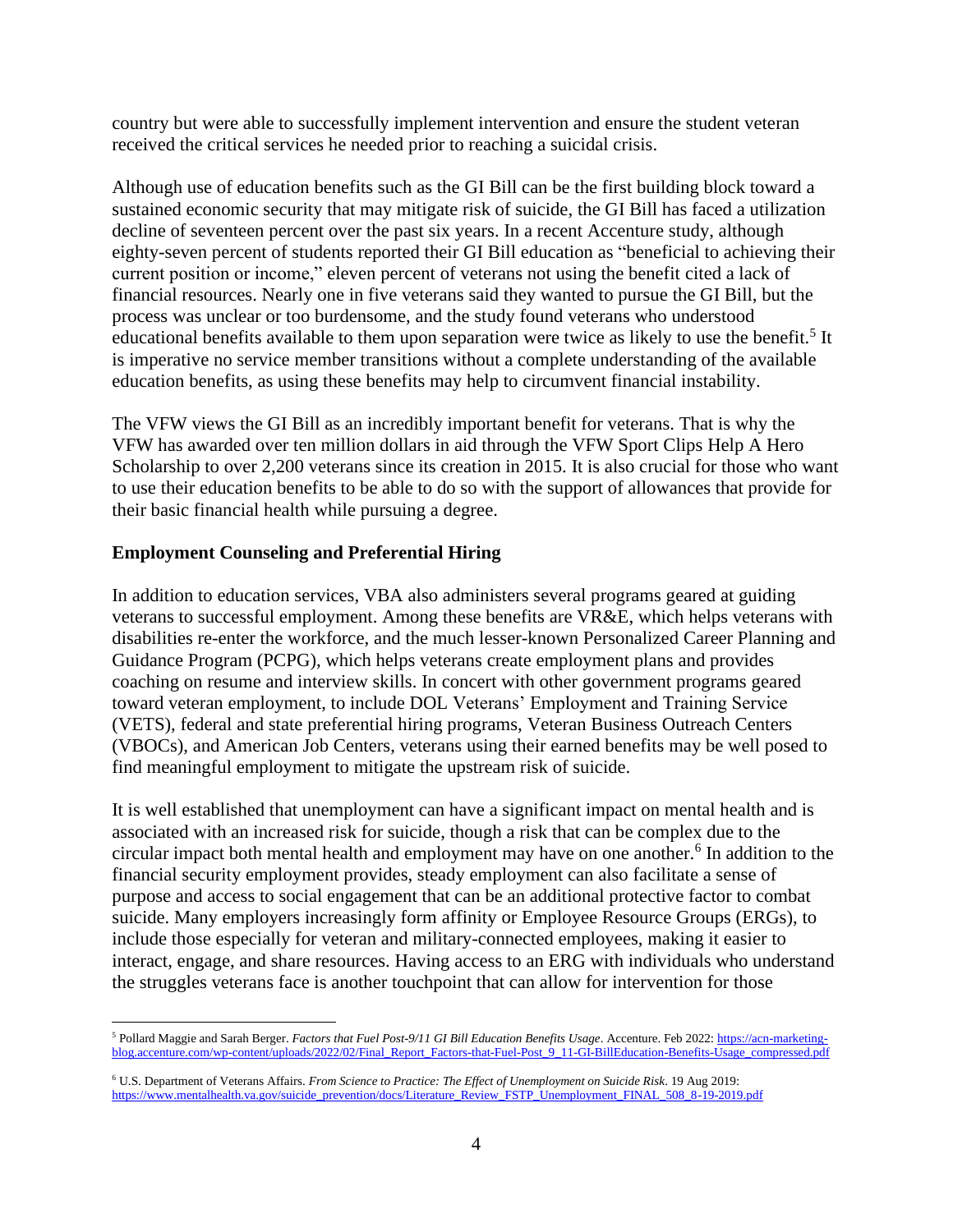country but were able to successfully implement intervention and ensure the student veteran received the critical services he needed prior to reaching a suicidal crisis.

Although use of education benefits such as the GI Bill can be the first building block toward a sustained economic security that may mitigate risk of suicide, the GI Bill has faced a utilization decline of seventeen percent over the past six years. In a recent Accenture study, although eighty-seven percent of students reported their GI Bill education as "beneficial to achieving their current position or income," eleven percent of veterans not using the benefit cited a lack of financial resources. Nearly one in five veterans said they wanted to pursue the GI Bill, but the process was unclear or too burdensome, and the study found veterans who understood educational benefits available to them upon separation were twice as likely to use the benefit.[5] It is imperative no service member transitions without a complete understanding of the available education benefits, as using these benefits may help to circumvent financial instability.

The VFW views the GI Bill as an incredibly important benefit for veterans. That is why the VFW has awarded over ten million dollars in aid through the VFW Sport Clips Help A Hero Scholarship to over 2,200 veterans since its creation in 2015. It is also crucial for those who want to use their education benefits to be able to do so with the support of allowances that provide for their basic financial health while pursuing a degree.

**Employment Counseling and Preferential Hiring**

In addition to education services, VBA also administers several programs geared at guiding veterans to successful employment. Among these benefits are VR&E, which helps veterans with disabilities re-enter the workforce, and the much lesser-known Personalized Career Planning and Guidance Program (PCPG), which helps veterans create employment plans and provides coaching on resume and interview skills. In concert with other government programs geared toward veteran employment, to include DOL Veterans' Employment and Training Service (VETS), federal and state preferential hiring programs, Veteran Business Outreach Centers (VBOCs), and American Job Centers, veterans using their earned benefits may be well posed to find meaningful employment to mitigate the upstream risk of suicide.

It is well established that unemployment can have a significant impact on mental health and is associated with an increased risk for suicide, though a risk that can be complex due to the circular impact both mental health and employment may have on one another.[6] In addition to the financial security employment provides, steady employment can also facilitate a sense of purpose and access to social engagement that can be an additional protective factor to combat suicide. Many employers increasingly form affinity or Employee Resource Groups (ERGs), to include those especially for veteran and military-connected employees, making it easier to interact, engage, and share resources. Having access to an ERG with individuals who understand the struggles veterans face is another touchpoint that can allow for intervention for those

---

[5] Pollard Maggie and Sarah Berger. *Factors that Fuel Post-9/11 GI Bill Education Benefits Usage*. Accenture. Feb 2022: https://acn-marketing-blog.accenture.com/wp-content/uploads/2022/02/Final_Report_Factors-that-Fuel-Post_9_11-GI-BillEducation-Benefits-Usage_compressed.pdf

[6] U.S. Department of Veterans Affairs. *From Science to Practice: The Effect of Unemployment on Suicide Risk*. 19 Aug 2019: https://www.mentalhealth.va.gov/suicide_prevention/docs/Literature_Review_FSTP_Unemployment_FINAL_508_8-19-2019.pdf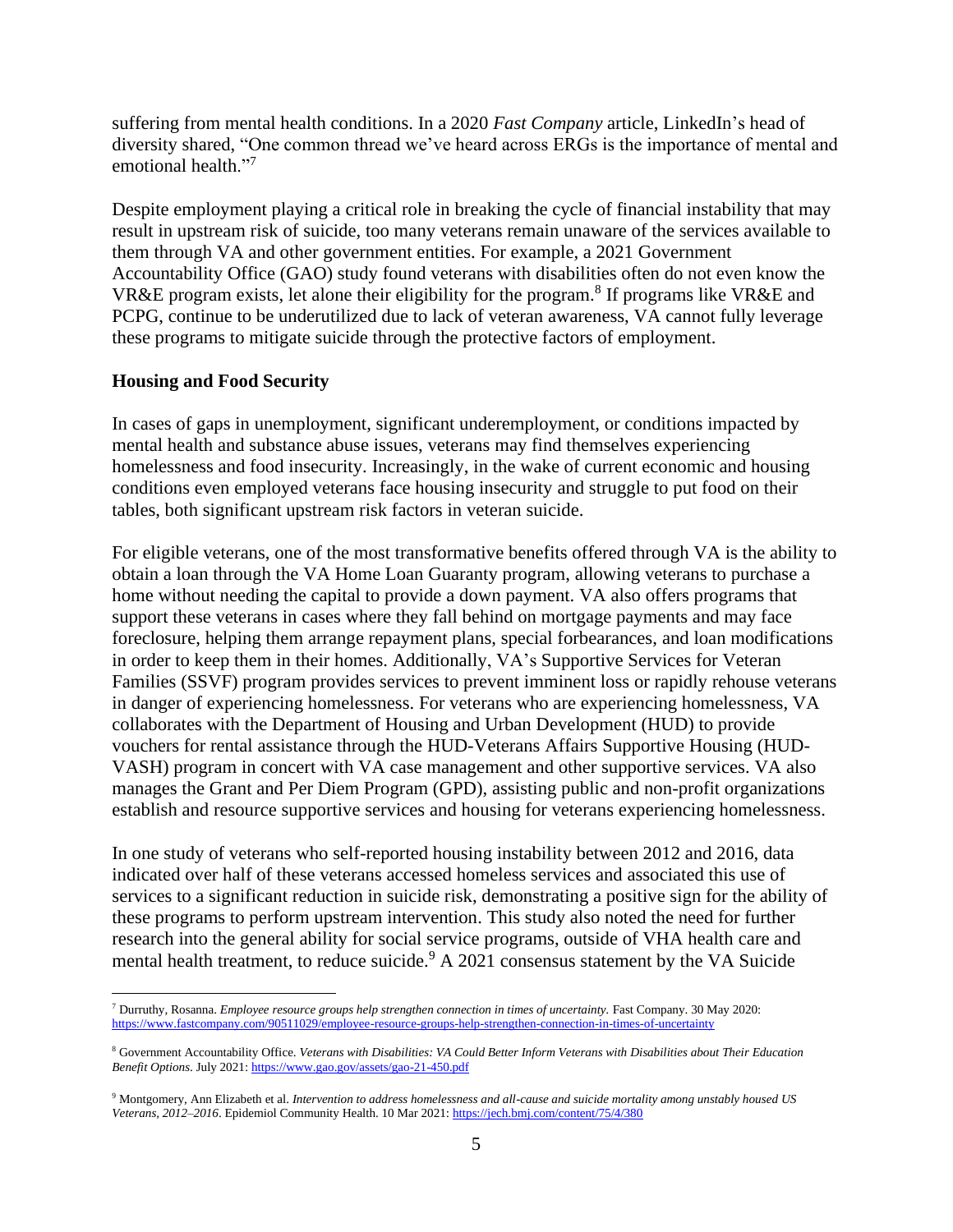suffering from mental health conditions. In a 2020 *Fast Company* article, LinkedIn's head of diversity shared, "One common thread we've heard across ERGs is the importance of mental and emotional health."[7]

Despite employment playing a critical role in breaking the cycle of financial instability that may result in upstream risk of suicide, too many veterans remain unaware of the services available to them through VA and other government entities. For example, a 2021 Government Accountability Office (GAO) study found veterans with disabilities often do not even know the VR&E program exists, let alone their eligibility for the program.[8] If programs like VR&E and PCPG, continue to be underutilized due to lack of veteran awareness, VA cannot fully leverage these programs to mitigate suicide through the protective factors of employment.

**Housing and Food Security**

In cases of gaps in unemployment, significant underemployment, or conditions impacted by mental health and substance abuse issues, veterans may find themselves experiencing homelessness and food insecurity. Increasingly, in the wake of current economic and housing conditions even employed veterans face housing insecurity and struggle to put food on their tables, both significant upstream risk factors in veteran suicide.

For eligible veterans, one of the most transformative benefits offered through VA is the ability to obtain a loan through the VA Home Loan Guaranty program, allowing veterans to purchase a home without needing the capital to provide a down payment. VA also offers programs that support these veterans in cases where they fall behind on mortgage payments and may face foreclosure, helping them arrange repayment plans, special forbearances, and loan modifications in order to keep them in their homes. Additionally, VA's Supportive Services for Veteran Families (SSVF) program provides services to prevent imminent loss or rapidly rehouse veterans in danger of experiencing homelessness. For veterans who are experiencing homelessness, VA collaborates with the Department of Housing and Urban Development (HUD) to provide vouchers for rental assistance through the HUD-Veterans Affairs Supportive Housing (HUD-VASH) program in concert with VA case management and other supportive services. VA also manages the Grant and Per Diem Program (GPD), assisting public and non-profit organizations establish and resource supportive services and housing for veterans experiencing homelessness.

In one study of veterans who self-reported housing instability between 2012 and 2016, data indicated over half of these veterans accessed homeless services and associated this use of services to a significant reduction in suicide risk, demonstrating a positive sign for the ability of these programs to perform upstream intervention. This study also noted the need for further research into the general ability for social service programs, outside of VHA health care and mental health treatment, to reduce suicide.[9] A 2021 consensus statement by the VA Suicide

---

[7] Durruthy, Rosanna. *Employee resource groups help strengthen connection in times of uncertainty*. Fast Company. 30 May 2020: https://www.fastcompany.com/90511029/employee-resource-groups-help-strengthen-connection-in-times-of-uncertainty

[8] Government Accountability Office. *Veterans with Disabilities: VA Could Better Inform Veterans with Disabilities about Their Education Benefit Options*. July 2021: https://www.gao.gov/assets/gao-21-450.pdf

[9] Montgomery, Ann Elizabeth et al. *Intervention to address homelessness and all-cause and suicide mortality among unstably housed US Veterans, 2012–2016*. Epidemiol Community Health. 10 Mar 2021: https://jech.bmj.com/content/75/4/380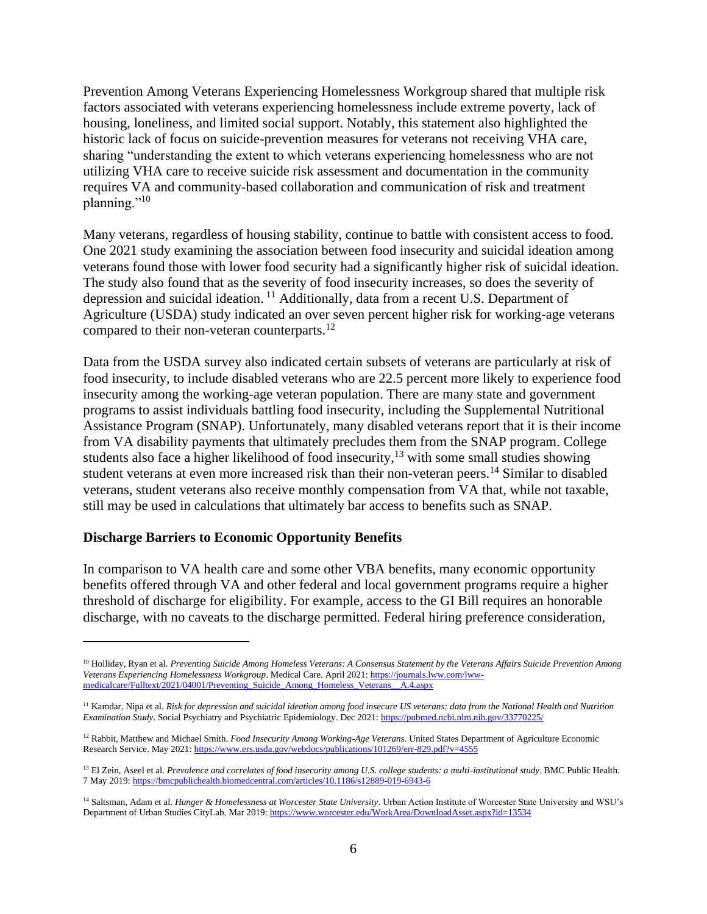Prevention Among Veterans Experiencing Homelessness Workgroup shared that multiple risk factors associated with veterans experiencing homelessness include extreme poverty, lack of housing, loneliness, and limited social support. Notably, this statement also highlighted the historic lack of focus on suicide-prevention measures for veterans not receiving VHA care, sharing "understanding the extent to which veterans experiencing homelessness who are not utilizing VHA care to receive suicide risk assessment and documentation in the community requires VA and community-based collaboration and communication of risk and treatment planning."[10]

Many veterans, regardless of housing stability, continue to battle with consistent access to food. One 2021 study examining the association between food insecurity and suicidal ideation among veterans found those with lower food security had a significantly higher risk of suicidal ideation. The study also found that as the severity of food insecurity increases, so does the severity of depression and suicidal ideation.[11] Additionally, data from a recent U.S. Department of Agriculture (USDA) study indicated an over seven percent higher risk for working-age veterans compared to their non-veteran counterparts.[12]

Data from the USDA survey also indicated certain subsets of veterans are particularly at risk of food insecurity, to include disabled veterans who are 22.5 percent more likely to experience food insecurity among the working-age veteran population. There are many state and government programs to assist individuals battling food insecurity, including the Supplemental Nutritional Assistance Program (SNAP). Unfortunately, many disabled veterans report that it is their income from VA disability payments that ultimately precludes them from the SNAP program. College students also face a higher likelihood of food insecurity,[13] with some small studies showing student veterans at even more increased risk than their non-veteran peers.[14] Similar to disabled veterans, student veterans also receive monthly compensation from VA that, while not taxable, still may be used in calculations that ultimately bar access to benefits such as SNAP.

**Discharge Barriers to Economic Opportunity Benefits**

In comparison to VA health care and some other VBA benefits, many economic opportunity benefits offered through VA and other federal and local government programs require a higher threshold of discharge for eligibility. For example, access to the GI Bill requires an honorable discharge, with no caveats to the discharge permitted. Federal hiring preference consideration,

---

[10] Holliday, Ryan et al. *Preventing Suicide Among Homeless Veterans: A Consensus Statement by the Veterans Affairs Suicide Prevention Among Veterans Experiencing Homelessness Workgroup*. Medical Care. April 2021: https://journals.lww.com/lww-medicalcare/Fulltext/2021/04001/Preventing_Suicide_Among_Homeless_Veterans__A.4.aspx

[11] Kamdar, Nipa et al. *Risk for depression and suicidal ideation among food insecure US veterans: data from the National Health and Nutrition Examination Study*. Social Psychiatry and Psychiatric Epidemiology. Dec 2021: https://pubmed.ncbi.nlm.nih.gov/33770225/

[12] Rabbit, Matthew and Michael Smith. *Food Insecurity Among Working-Age Veterans*. United States Department of Agriculture Economic Research Service. May 2021: https://www.ers.usda.gov/webdocs/publications/101269/err-829.pdf?v=4555

[13] El Zein, Aseel et al. *Prevalence and correlates of food insecurity among U.S. college students: a multi-institutional study*. BMC Public Health. 7 May 2019: https://bmcpublichealth.biomedcentral.com/articles/10.1186/s12889-019-6943-6

[14] Saltsman, Adam et al. *Hunger & Homelessness at Worcester State University*. Urban Action Institute of Worcester State University and WSU's Department of Urban Studies CityLab. Mar 2019: https://www.worcester.edu/WorkArea/DownloadAsset.aspx?id=13534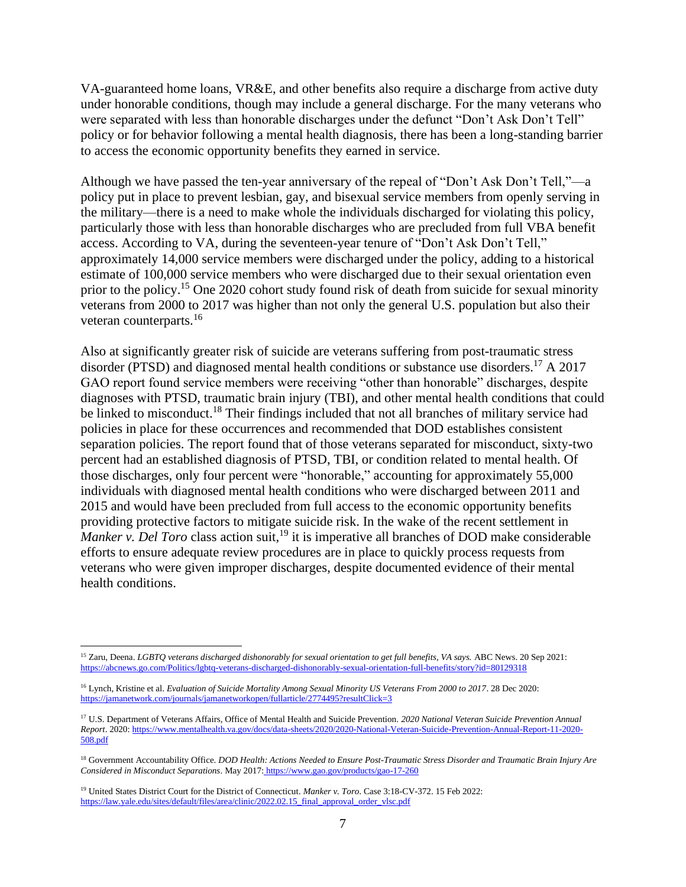VA-guaranteed home loans, VR&E, and other benefits also require a discharge from active duty under honorable conditions, though may include a general discharge. For the many veterans who were separated with less than honorable discharges under the defunct "Don't Ask Don't Tell" policy or for behavior following a mental health diagnosis, there has been a long-standing barrier to access the economic opportunity benefits they earned in service.

Although we have passed the ten-year anniversary of the repeal of "Don't Ask Don't Tell,"—a policy put in place to prevent lesbian, gay, and bisexual service members from openly serving in the military—there is a need to make whole the individuals discharged for violating this policy, particularly those with less than honorable discharges who are precluded from full VBA benefit access. According to VA, during the seventeen-year tenure of "Don't Ask Don't Tell," approximately 14,000 service members were discharged under the policy, adding to a historical estimate of 100,000 service members who were discharged due to their sexual orientation even prior to the policy.[15] One 2020 cohort study found risk of death from suicide for sexual minority veterans from 2000 to 2017 was higher than not only the general U.S. population but also their veteran counterparts.[16]

Also at significantly greater risk of suicide are veterans suffering from post-traumatic stress disorder (PTSD) and diagnosed mental health conditions or substance use disorders.[17] A 2017 GAO report found service members were receiving "other than honorable" discharges, despite diagnoses with PTSD, traumatic brain injury (TBI), and other mental health conditions that could be linked to misconduct.[18] Their findings included that not all branches of military service had policies in place for these occurrences and recommended that DOD establishes consistent separation policies. The report found that of those veterans separated for misconduct, sixty-two percent had an established diagnosis of PTSD, TBI, or condition related to mental health. Of those discharges, only four percent were "honorable," accounting for approximately 55,000 individuals with diagnosed mental health conditions who were discharged between 2011 and 2015 and would have been precluded from full access to the economic opportunity benefits providing protective factors to mitigate suicide risk. In the wake of the recent settlement in *Manker v. Del Toro* class action suit,[19] it is imperative all branches of DOD make considerable efforts to ensure adequate review procedures are in place to quickly process requests from veterans who were given improper discharges, despite documented evidence of their mental health conditions.

---

[15] Zaru, Deena. *LGBTQ veterans discharged dishonorably for sexual orientation to get full benefits, VA says.* ABC News. 20 Sep 2021: https://abcnews.go.com/Politics/lgbtq-veterans-discharged-dishonorably-sexual-orientation-full-benefits/story?id=80129318

[16] Lynch, Kristine et al. *Evaluation of Suicide Mortality Among Sexual Minority US Veterans From 2000 to 2017*. 28 Dec 2020: https://jamanetwork.com/journals/jamanetworkopen/fullarticle/2774495?resultClick=3

[17] U.S. Department of Veterans Affairs, Office of Mental Health and Suicide Prevention. *2020 National Veteran Suicide Prevention Annual Report*. 2020: https://www.mentalhealth.va.gov/docs/data-sheets/2020/2020-National-Veteran-Suicide-Prevention-Annual-Report-11-2020-508.pdf

[18] Government Accountability Office. *DOD Health: Actions Needed to Ensure Post-Traumatic Stress Disorder and Traumatic Brain Injury Are Considered in Misconduct Separations*. May 2017: https://www.gao.gov/products/gao-17-260

[19] United States District Court for the District of Connecticut. *Manker v. Toro.* Case 3:18-CV-372. 15 Feb 2022: https://law.yale.edu/sites/default/files/area/clinic/2022.02.15_final_approval_order_vlsc.pdf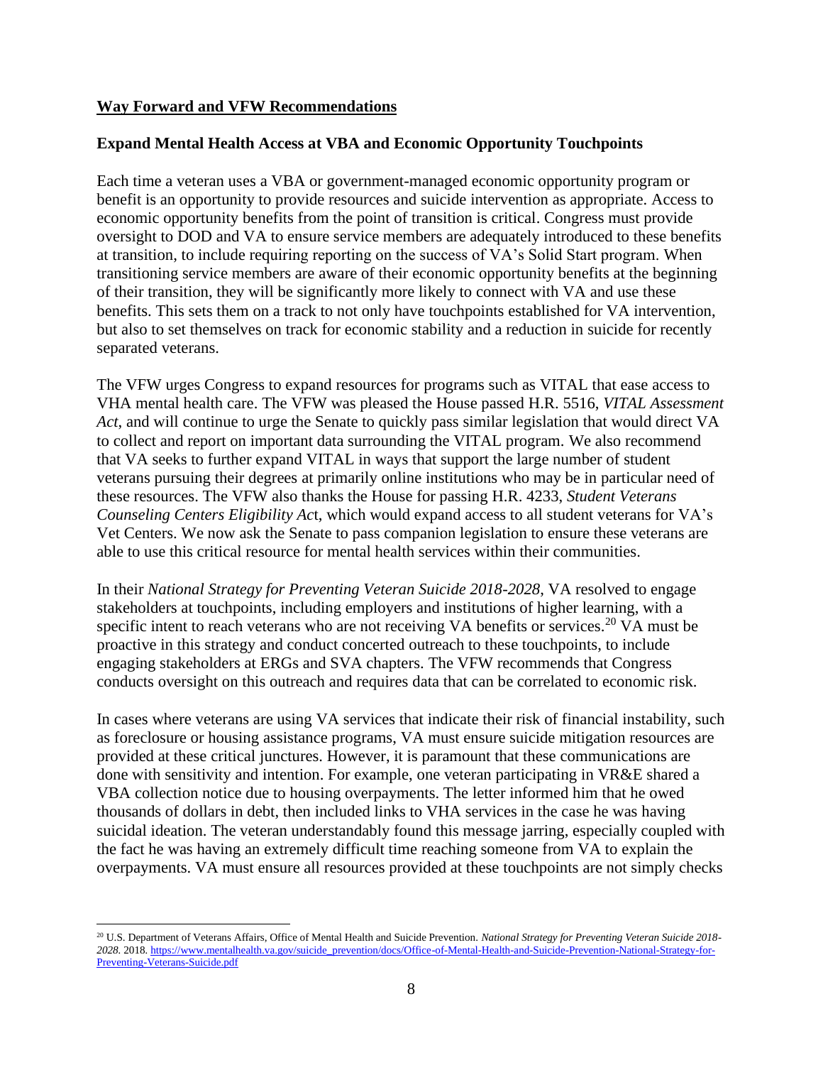## **Way Forward and VFW Recommendations**

### **Expand Mental Health Access at VBA and Economic Opportunity Touchpoints**

Each time a veteran uses a VBA or government-managed economic opportunity program or benefit is an opportunity to provide resources and suicide intervention as appropriate. Access to economic opportunity benefits from the point of transition is critical. Congress must provide oversight to DOD and VA to ensure service members are adequately introduced to these benefits at transition, to include requiring reporting on the success of VA's Solid Start program. When transitioning service members are aware of their economic opportunity benefits at the beginning of their transition, they will be significantly more likely to connect with VA and use these benefits. This sets them on a track to not only have touchpoints established for VA intervention, but also to set themselves on track for economic stability and a reduction in suicide for recently separated veterans.

The VFW urges Congress to expand resources for programs such as VITAL that ease access to VHA mental health care. The VFW was pleased the House passed H.R. 5516, *VITAL Assessment Act*, and will continue to urge the Senate to quickly pass similar legislation that would direct VA to collect and report on important data surrounding the VITAL program. We also recommend that VA seeks to further expand VITAL in ways that support the large number of student veterans pursuing their degrees at primarily online institutions who may be in particular need of these resources. The VFW also thanks the House for passing H.R. 4233, *Student Veterans Counseling Centers Eligibility Act*, which would expand access to all student veterans for VA's Vet Centers. We now ask the Senate to pass companion legislation to ensure these veterans are able to use this critical resource for mental health services within their communities.

In their *National Strategy for Preventing Veteran Suicide 2018-2028*, VA resolved to engage stakeholders at touchpoints, including employers and institutions of higher learning, with a specific intent to reach veterans who are not receiving VA benefits or services.[20] VA must be proactive in this strategy and conduct concerted outreach to these touchpoints, to include engaging stakeholders at ERGs and SVA chapters. The VFW recommends that Congress conducts oversight on this outreach and requires data that can be correlated to economic risk.

In cases where veterans are using VA services that indicate their risk of financial instability, such as foreclosure or housing assistance programs, VA must ensure suicide mitigation resources are provided at these critical junctures. However, it is paramount that these communications are done with sensitivity and intention. For example, one veteran participating in VR&E shared a VBA collection notice due to housing overpayments. The letter informed him that he owed thousands of dollars in debt, then included links to VHA services in the case he was having suicidal ideation. The veteran understandably found this message jarring, especially coupled with the fact he was having an extremely difficult time reaching someone from VA to explain the overpayments. VA must ensure all resources provided at these touchpoints are not simply checks

---

[20] U.S. Department of Veterans Affairs, Office of Mental Health and Suicide Prevention. *National Strategy for Preventing Veteran Suicide 2018-2028.* 2018. https://www.mentalhealth.va.gov/suicide_prevention/docs/Office-of-Mental-Health-and-Suicide-Prevention-National-Strategy-for-Preventing-Veterans-Suicide.pdf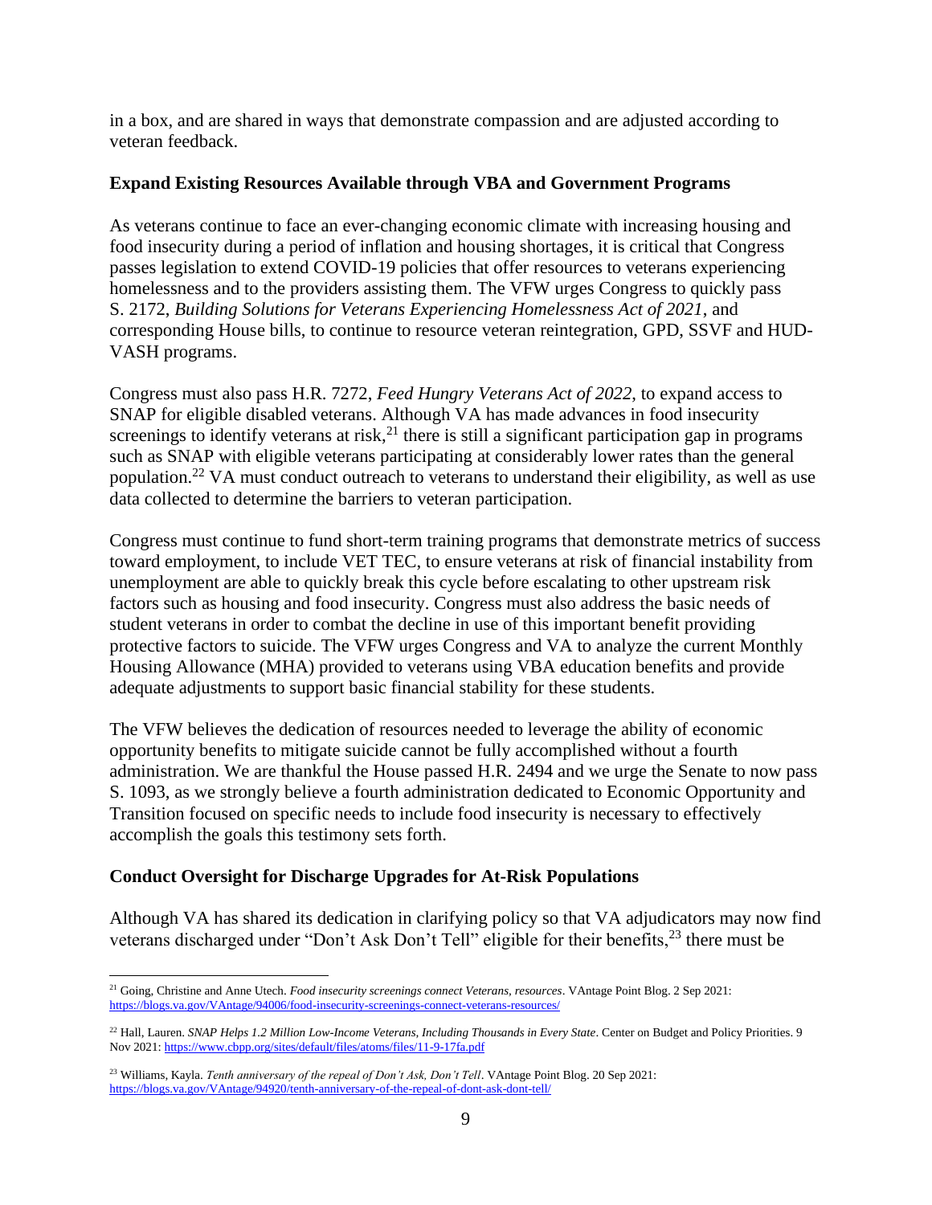in a box, and are shared in ways that demonstrate compassion and are adjusted according to veteran feedback.

**Expand Existing Resources Available through VBA and Government Programs**

As veterans continue to face an ever-changing economic climate with increasing housing and food insecurity during a period of inflation and housing shortages, it is critical that Congress passes legislation to extend COVID-19 policies that offer resources to veterans experiencing homelessness and to the providers assisting them. The VFW urges Congress to quickly pass S. 2172, *Building Solutions for Veterans Experiencing Homelessness Act of 2021*, and corresponding House bills, to continue to resource veteran reintegration, GPD, SSVF and HUD-VASH programs.

Congress must also pass H.R. 7272, *Feed Hungry Veterans Act of 2022*, to expand access to SNAP for eligible disabled veterans. Although VA has made advances in food insecurity screenings to identify veterans at risk,[21] there is still a significant participation gap in programs such as SNAP with eligible veterans participating at considerably lower rates than the general population.[22] VA must conduct outreach to veterans to understand their eligibility, as well as use data collected to determine the barriers to veteran participation.

Congress must continue to fund short-term training programs that demonstrate metrics of success toward employment, to include VET TEC, to ensure veterans at risk of financial instability from unemployment are able to quickly break this cycle before escalating to other upstream risk factors such as housing and food insecurity. Congress must also address the basic needs of student veterans in order to combat the decline in use of this important benefit providing protective factors to suicide. The VFW urges Congress and VA to analyze the current Monthly Housing Allowance (MHA) provided to veterans using VBA education benefits and provide adequate adjustments to support basic financial stability for these students.

The VFW believes the dedication of resources needed to leverage the ability of economic opportunity benefits to mitigate suicide cannot be fully accomplished without a fourth administration. We are thankful the House passed H.R. 2494 and we urge the Senate to now pass S. 1093, as we strongly believe a fourth administration dedicated to Economic Opportunity and Transition focused on specific needs to include food insecurity is necessary to effectively accomplish the goals this testimony sets forth.

**Conduct Oversight for Discharge Upgrades for At-Risk Populations**

Although VA has shared its dedication in clarifying policy so that VA adjudicators may now find veterans discharged under "Don't Ask Don't Tell" eligible for their benefits,[23] there must be

---

[21] Going, Christine and Anne Utech. *Food insecurity screenings connect Veterans, resources*. VAntage Point Blog. 2 Sep 2021: https://blogs.va.gov/VAntage/94006/food-insecurity-screenings-connect-veterans-resources/

[22] Hall, Lauren. *SNAP Helps 1.2 Million Low-Income Veterans, Including Thousands in Every State*. Center on Budget and Policy Priorities. 9 Nov 2021: https://www.cbpp.org/sites/default/files/atoms/files/11-9-17fa.pdf

[23] Williams, Kayla. *Tenth anniversary of the repeal of Don't Ask, Don't Tell*. VAntage Point Blog. 20 Sep 2021: https://blogs.va.gov/VAntage/94920/tenth-anniversary-of-the-repeal-of-dont-ask-dont-tell/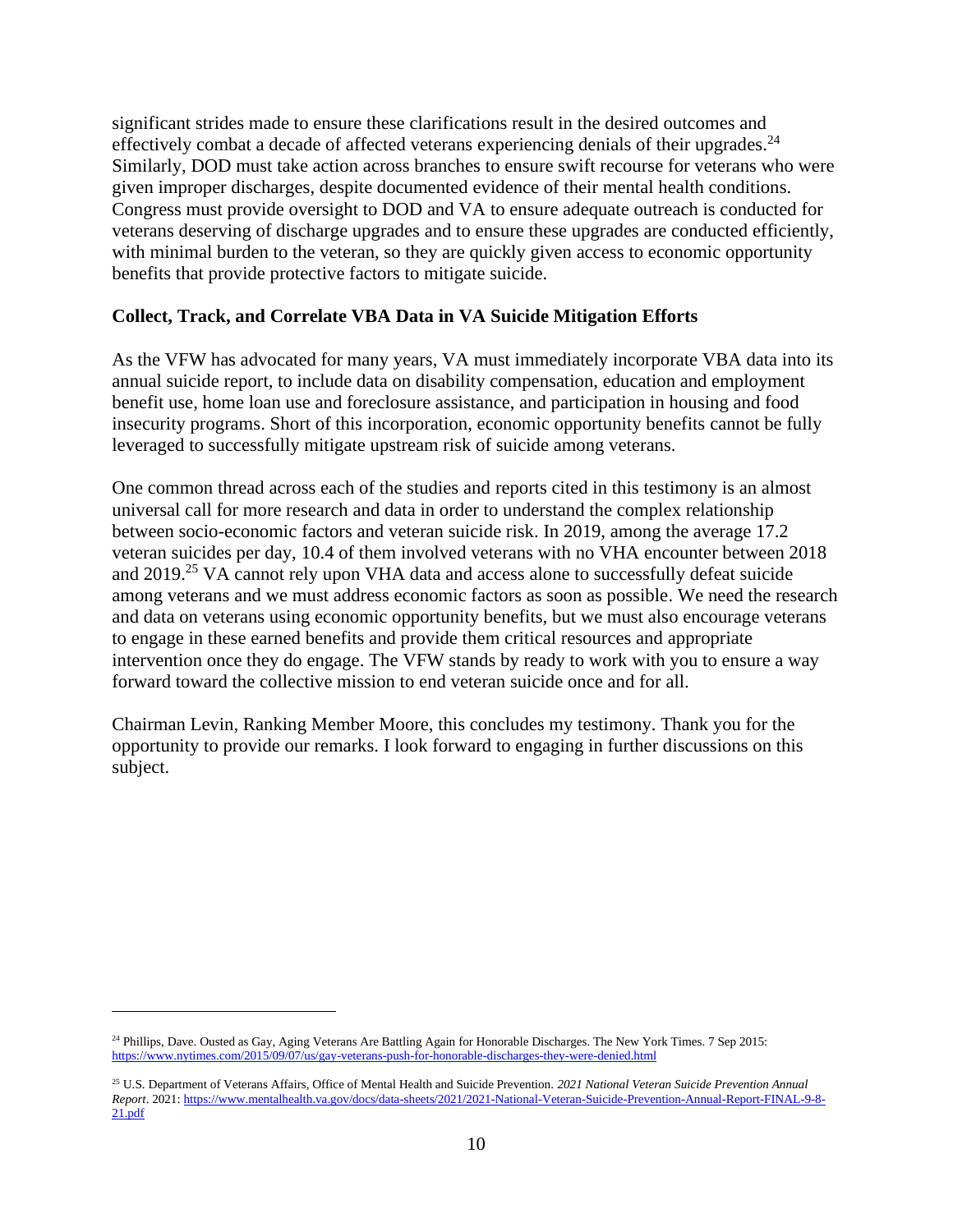significant strides made to ensure these clarifications result in the desired outcomes and effectively combat a decade of affected veterans experiencing denials of their upgrades.[24] Similarly, DOD must take action across branches to ensure swift recourse for veterans who were given improper discharges, despite documented evidence of their mental health conditions. Congress must provide oversight to DOD and VA to ensure adequate outreach is conducted for veterans deserving of discharge upgrades and to ensure these upgrades are conducted efficiently, with minimal burden to the veteran, so they are quickly given access to economic opportunity benefits that provide protective factors to mitigate suicide.

**Collect, Track, and Correlate VBA Data in VA Suicide Mitigation Efforts**

As the VFW has advocated for many years, VA must immediately incorporate VBA data into its annual suicide report, to include data on disability compensation, education and employment benefit use, home loan use and foreclosure assistance, and participation in housing and food insecurity programs. Short of this incorporation, economic opportunity benefits cannot be fully leveraged to successfully mitigate upstream risk of suicide among veterans.

One common thread across each of the studies and reports cited in this testimony is an almost universal call for more research and data in order to understand the complex relationship between socio-economic factors and veteran suicide risk. In 2019, among the average 17.2 veteran suicides per day, 10.4 of them involved veterans with no VHA encounter between 2018 and 2019.[25] VA cannot rely upon VHA data and access alone to successfully defeat suicide among veterans and we must address economic factors as soon as possible. We need the research and data on veterans using economic opportunity benefits, but we must also encourage veterans to engage in these earned benefits and provide them critical resources and appropriate intervention once they do engage. The VFW stands by ready to work with you to ensure a way forward toward the collective mission to end veteran suicide once and for all.

Chairman Levin, Ranking Member Moore, this concludes my testimony. Thank you for the opportunity to provide our remarks. I look forward to engaging in further discussions on this subject.

---

[24] Phillips, Dave. Ousted as Gay, Aging Veterans Are Battling Again for Honorable Discharges. The New York Times. 7 Sep 2015: https://www.nytimes.com/2015/09/07/us/gay-veterans-push-for-honorable-discharges-they-were-denied.html

[25] U.S. Department of Veterans Affairs, Office of Mental Health and Suicide Prevention. *2021 National Veteran Suicide Prevention Annual Report*. 2021: https://www.mentalhealth.va.gov/docs/data-sheets/2021/2021-National-Veteran-Suicide-Prevention-Annual-Report-FINAL-9-8-21.pdf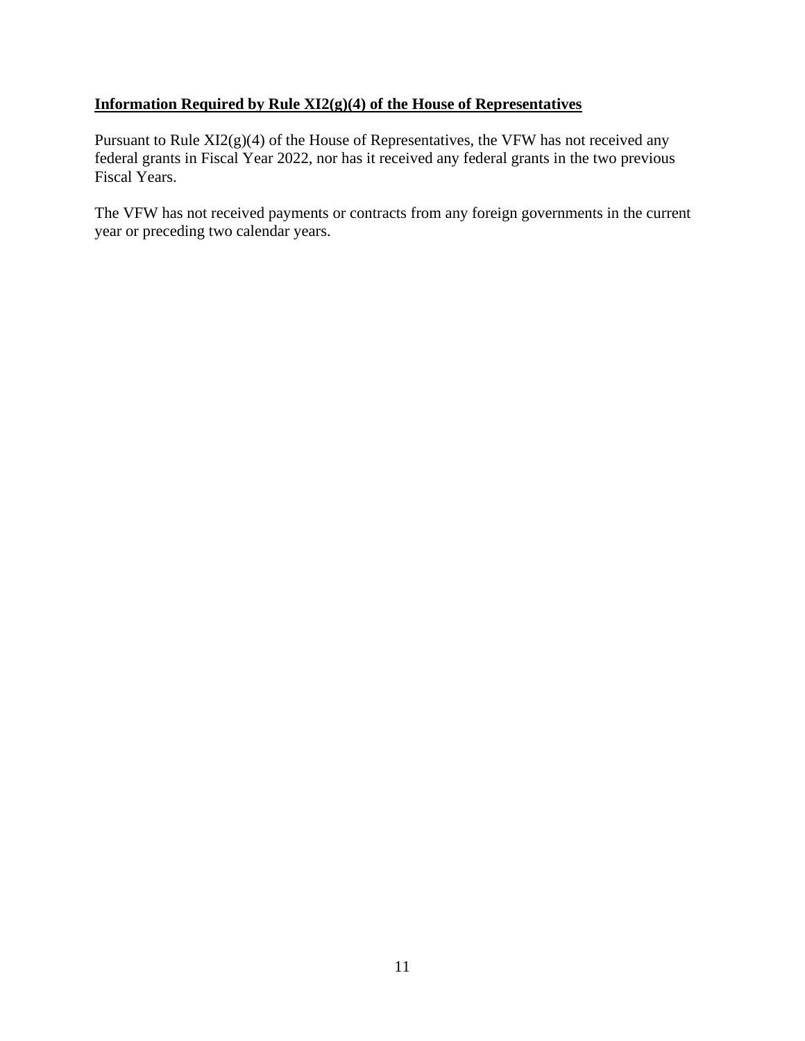**Information Required by Rule XI2(g)(4) of the House of Representatives**

Pursuant to Rule XI2(g)(4) of the House of Representatives, the VFW has not received any federal grants in Fiscal Year 2022, nor has it received any federal grants in the two previous Fiscal Years.

The VFW has not received payments or contracts from any foreign governments in the current year or preceding two calendar years.